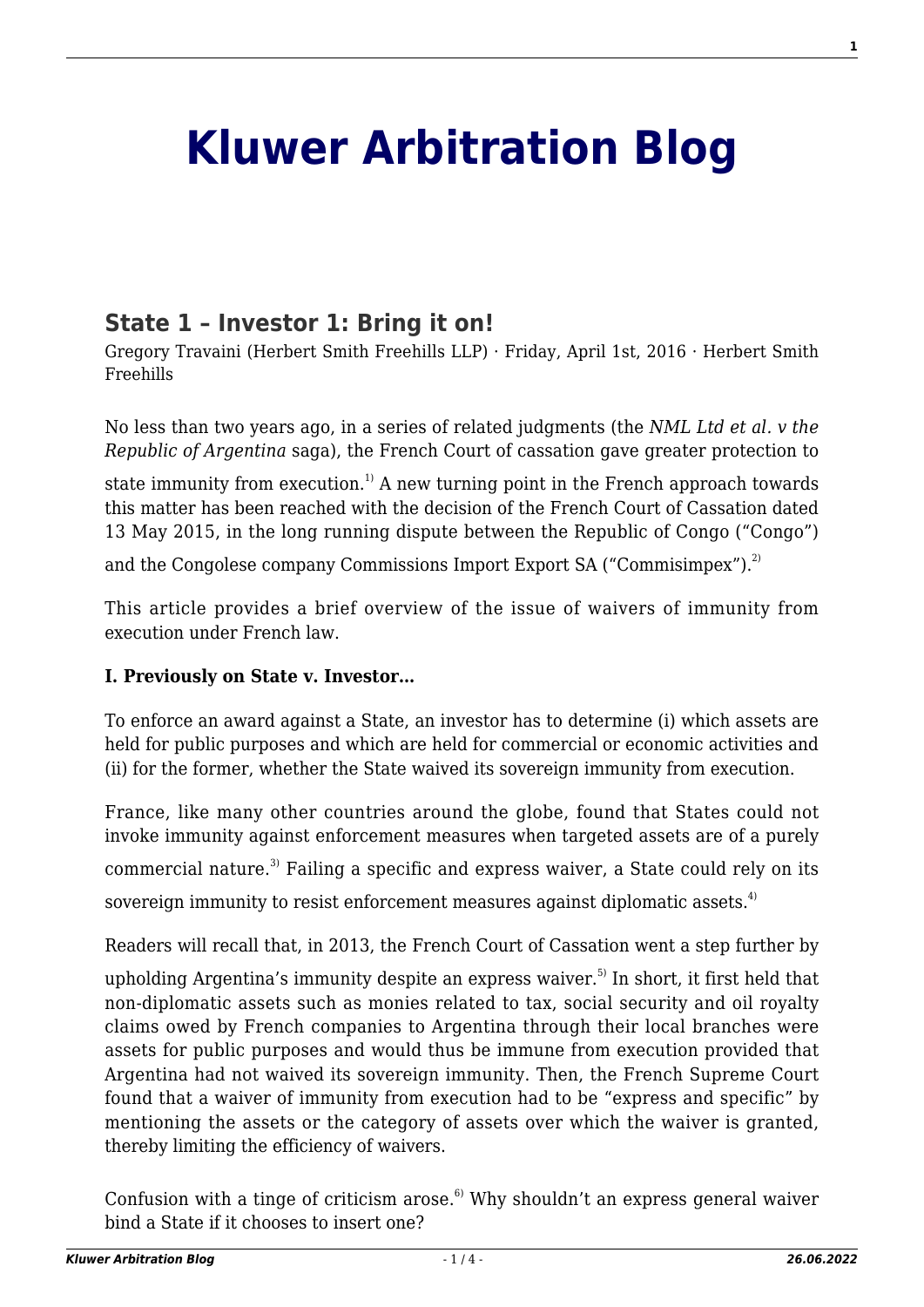# Kluwer Arbitration Blog

## State 1 – Investor 1: Bring it on!

Gregory Travaini (Herbert Smith Freehills LLP) · Friday, April 1st, 2016 · Herbert Smith Freehills

No less than two years ago, in a series of related judgments (the *NML Ltd et al. v the Republic of Argentina* saga), the French Court of cassation gave greater protection to state immunity from execution.[1] A new turning point in the French approach towards this matter has been reached with the decision of the French Court of Cassation dated 13 May 2015, in the long running dispute between the Republic of Congo ("Congo") and the Congolese company Commissions Import Export SA ("Commisimpex").[2]

This article provides a brief overview of the issue of waivers of immunity from execution under French law.

**I. Previously on State v. Investor…**

To enforce an award against a State, an investor has to determine (i) which assets are held for public purposes and which are held for commercial or economic activities and (ii) for the former, whether the State waived its sovereign immunity from execution.

France, like many other countries around the globe, found that States could not invoke immunity against enforcement measures when targeted assets are of a purely commercial nature.[3] Failing a specific and express waiver, a State could rely on its sovereign immunity to resist enforcement measures against diplomatic assets.[4]

Readers will recall that, in 2013, the French Court of Cassation went a step further by upholding Argentina's immunity despite an express waiver.[5] In short, it first held that non-diplomatic assets such as monies related to tax, social security and oil royalty claims owed by French companies to Argentina through their local branches were assets for public purposes and would thus be immune from execution provided that Argentina had not waived its sovereign immunity. Then, the French Supreme Court found that a waiver of immunity from execution had to be "express and specific" by mentioning the assets or the category of assets over which the waiver is granted, thereby limiting the efficiency of waivers.

Confusion with a tinge of criticism arose.[6] Why shouldn't an express general waiver bind a State if it chooses to insert one?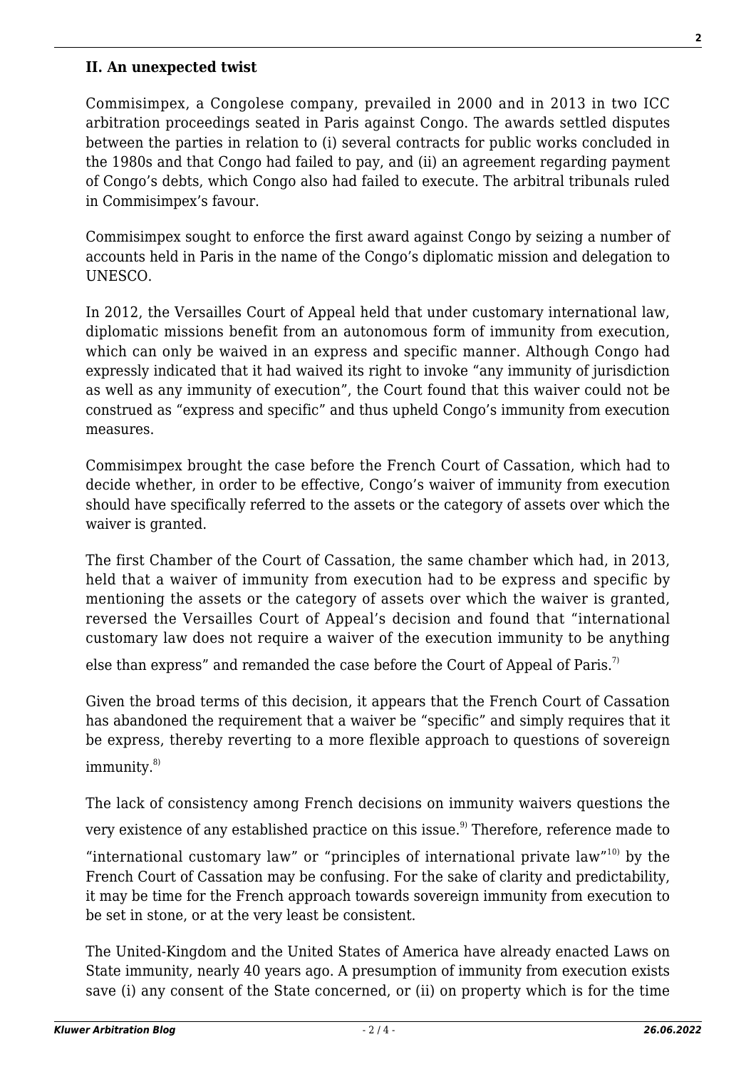**II. An unexpected twist**

Commisimpex, a Congolese company, prevailed in 2000 and in 2013 in two ICC arbitration proceedings seated in Paris against Congo. The awards settled disputes between the parties in relation to (i) several contracts for public works concluded in the 1980s and that Congo had failed to pay, and (ii) an agreement regarding payment of Congo's debts, which Congo also had failed to execute. The arbitral tribunals ruled in Commisimpex's favour.

Commisimpex sought to enforce the first award against Congo by seizing a number of accounts held in Paris in the name of the Congo's diplomatic mission and delegation to UNESCO.

In 2012, the Versailles Court of Appeal held that under customary international law, diplomatic missions benefit from an autonomous form of immunity from execution, which can only be waived in an express and specific manner. Although Congo had expressly indicated that it had waived its right to invoke "any immunity of jurisdiction as well as any immunity of execution", the Court found that this waiver could not be construed as "express and specific" and thus upheld Congo's immunity from execution measures.

Commisimpex brought the case before the French Court of Cassation, which had to decide whether, in order to be effective, Congo's waiver of immunity from execution should have specifically referred to the assets or the category of assets over which the waiver is granted.

The first Chamber of the Court of Cassation, the same chamber which had, in 2013, held that a waiver of immunity from execution had to be express and specific by mentioning the assets or the category of assets over which the waiver is granted, reversed the Versailles Court of Appeal's decision and found that "international customary law does not require a waiver of the execution immunity to be anything else than express" and remanded the case before the Court of Appeal of Paris.[7)]

Given the broad terms of this decision, it appears that the French Court of Cassation has abandoned the requirement that a waiver be "specific" and simply requires that it be express, thereby reverting to a more flexible approach to questions of sovereign immunity.[8)]

The lack of consistency among French decisions on immunity waivers questions the very existence of any established practice on this issue.[9)] Therefore, reference made to "international customary law" or "principles of international private law"[10)] by the French Court of Cassation may be confusing. For the sake of clarity and predictability, it may be time for the French approach towards sovereign immunity from execution to be set in stone, or at the very least be consistent.

The United-Kingdom and the United States of America have already enacted Laws on State immunity, nearly 40 years ago. A presumption of immunity from execution exists save (i) any consent of the State concerned, or (ii) on property which is for the time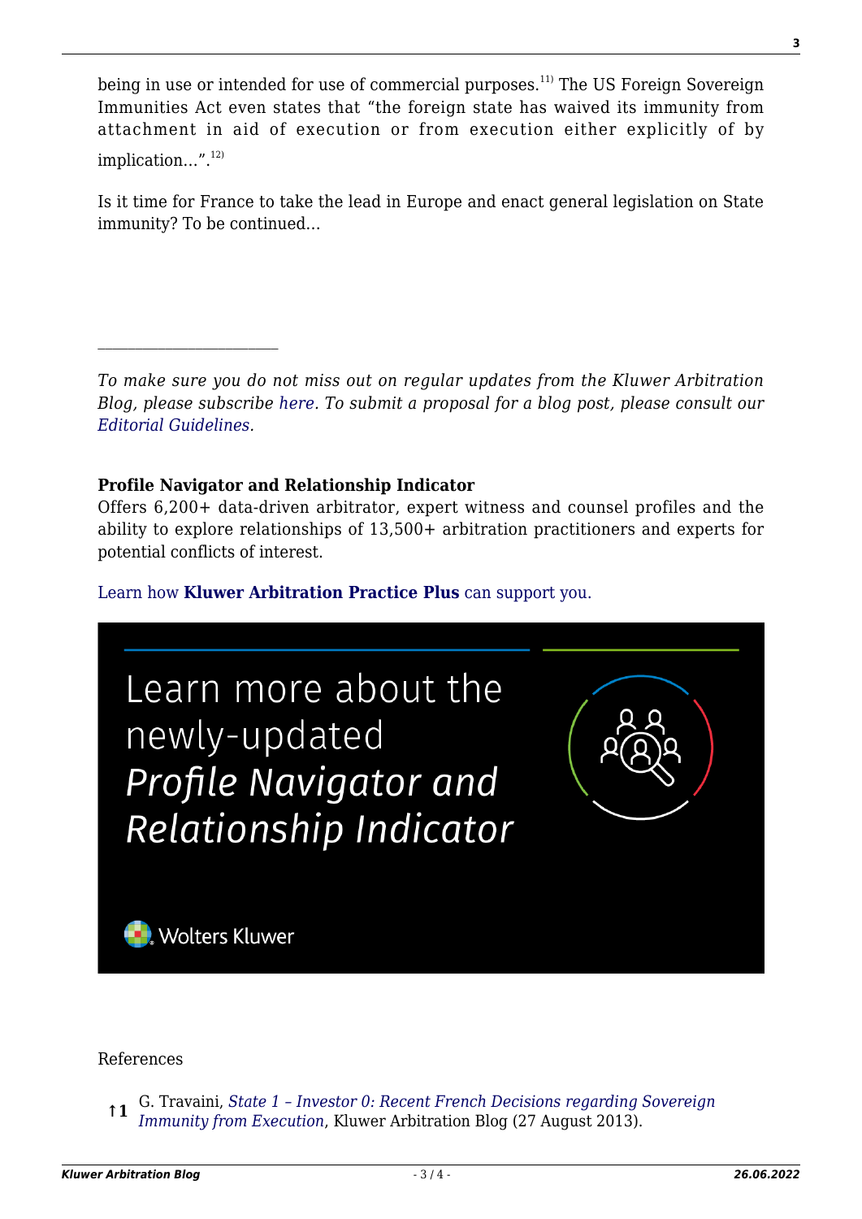being in use or intended for use of commercial purposes.[11] The US Foreign Sovereign Immunities Act even states that "the foreign state has waived its immunity from attachment in aid of execution or from execution either explicitly of by implication…".[12]

Is it time for France to take the lead in Europe and enact general legislation on State immunity? To be continued…

---

*To make sure you do not miss out on regular updates from the Kluwer Arbitration Blog, please subscribe here. To submit a proposal for a blog post, please consult our Editorial Guidelines.*

**Profile Navigator and Relationship Indicator**
Offers 6,200+ data-driven arbitrator, expert witness and counsel profiles and the ability to explore relationships of 13,500+ arbitration practitioners and experts for potential conflicts of interest.

Learn how **Kluwer Arbitration Practice Plus** can support you.

Learn more about the newly-updated *Profile Navigator and Relationship Indicator*

Wolters Kluwer

References

↑1 G. Travaini, *State 1 – Investor 0: Recent French Decisions regarding Sovereign Immunity from Execution*, Kluwer Arbitration Blog (27 August 2013).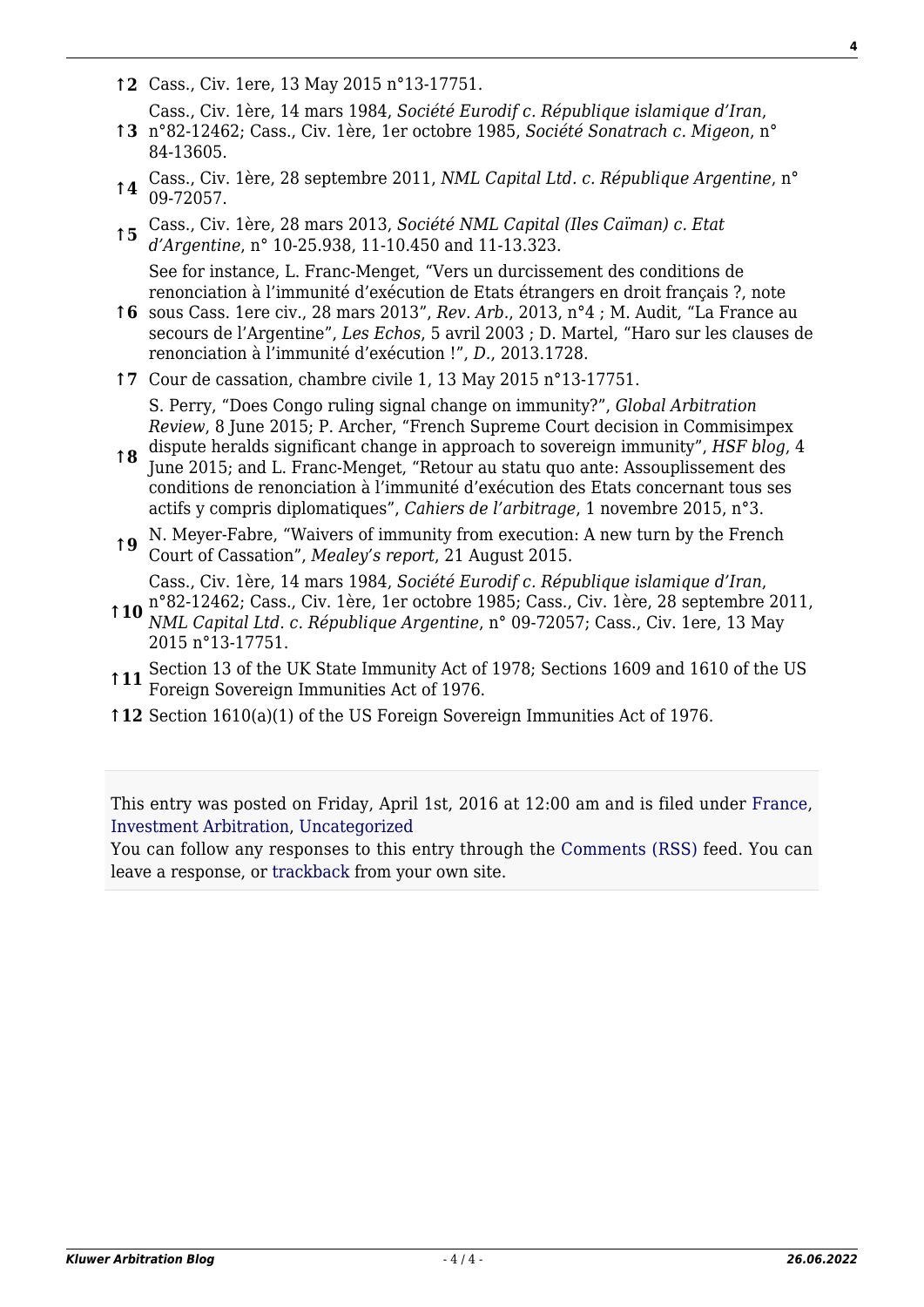↑2 Cass., Civ. 1ere, 13 May 2015 n°13-17751.

↑3 Cass., Civ. 1ère, 14 mars 1984, *Société Eurodif c. République islamique d'Iran*, n°82-12462; Cass., Civ. 1ère, 1er octobre 1985, *Société Sonatrach c. Migeon*, n° 84-13605.

↑4 Cass., Civ. 1ère, 28 septembre 2011, *NML Capital Ltd. c. République Argentine*, n° 09-72057.

↑5 Cass., Civ. 1ère, 28 mars 2013, *Société NML Capital (Iles Caïman) c. Etat d'Argentine*, n° 10-25.938, 11-10.450 and 11-13.323.

↑6 See for instance, L. Franc-Menget, "Vers un durcissement des conditions de renonciation à l'immunité d'exécution de Etats étrangers en droit français ?, note sous Cass. 1ere civ., 28 mars 2013", *Rev. Arb.*, 2013, n°4 ; M. Audit, "La France au secours de l'Argentine", *Les Echos*, 5 avril 2003 ; D. Martel, "Haro sur les clauses de renonciation à l'immunité d'exécution !", *D.*, 2013.1728.

↑7 Cour de cassation, chambre civile 1, 13 May 2015 n°13-17751.

↑8 S. Perry, "Does Congo ruling signal change on immunity?", *Global Arbitration Review*, 8 June 2015; P. Archer, "French Supreme Court decision in Commisimpex dispute heralds significant change in approach to sovereign immunity", *HSF blog*, 4 June 2015; and L. Franc-Menget, "Retour au statu quo ante: Assouplissement des conditions de renonciation à l'immunité d'exécution des Etats concernant tous ses actifs y compris diplomatiques", *Cahiers de l'arbitrage*, 1 novembre 2015, n°3.

↑9 N. Meyer-Fabre, "Waivers of immunity from execution: A new turn by the French Court of Cassation", *Mealey's report*, 21 August 2015.

↑10 Cass., Civ. 1ère, 14 mars 1984, *Société Eurodif c. République islamique d'Iran*, n°82-12462; Cass., Civ. 1ère, 1er octobre 1985; Cass., Civ. 1ère, 28 septembre 2011, *NML Capital Ltd. c. République Argentine*, n° 09-72057; Cass., Civ. 1ere, 13 May 2015 n°13-17751.

↑11 Section 13 of the UK State Immunity Act of 1978; Sections 1609 and 1610 of the US Foreign Sovereign Immunities Act of 1976.

↑12 Section 1610(a)(1) of the US Foreign Sovereign Immunities Act of 1976.

This entry was posted on Friday, April 1st, 2016 at 12:00 am and is filed under France, Investment Arbitration, Uncategorized

You can follow any responses to this entry through the Comments (RSS) feed. You can leave a response, or trackback from your own site.